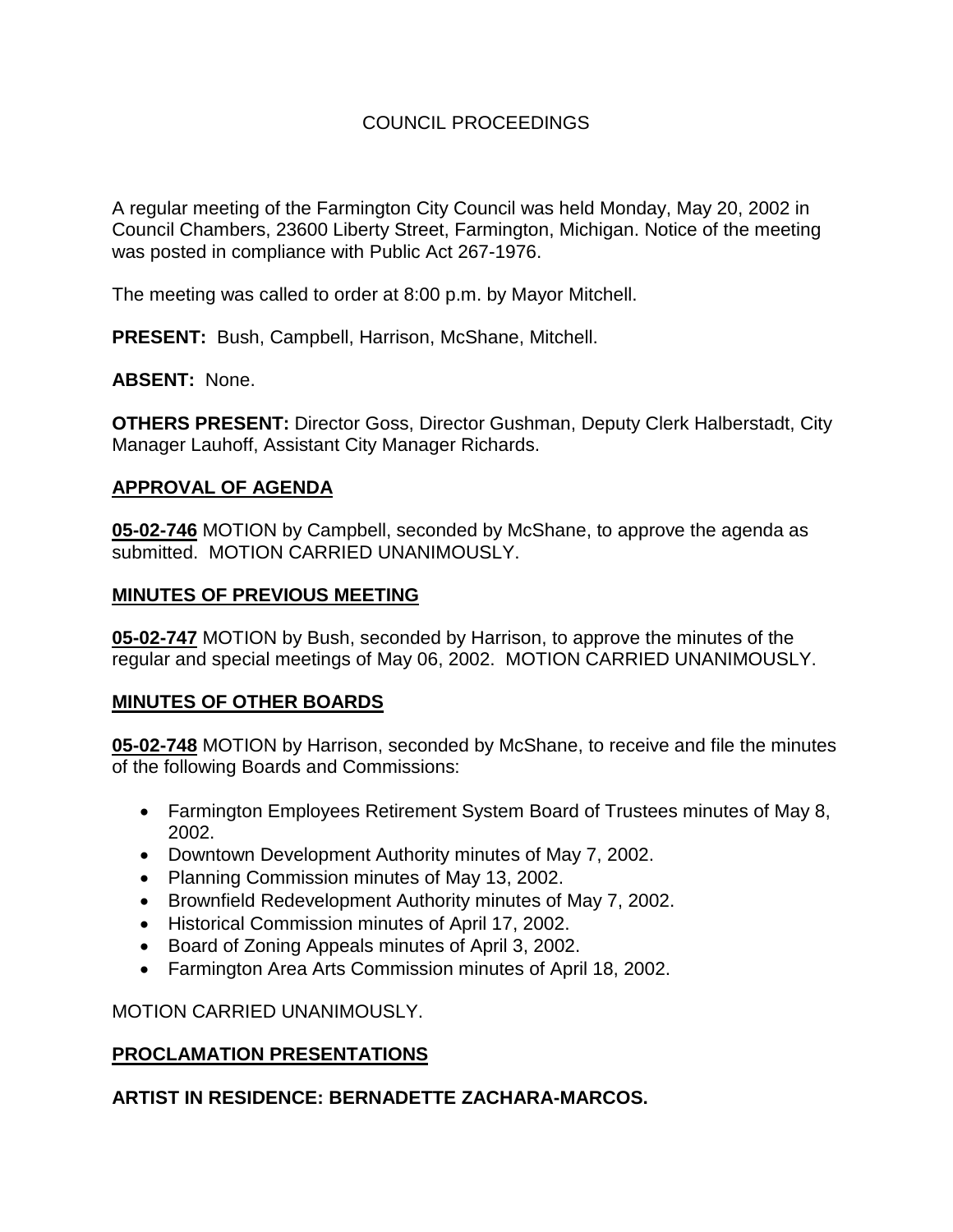# COUNCIL PROCEEDINGS

A regular meeting of the Farmington City Council was held Monday, May 20, 2002 in Council Chambers, 23600 Liberty Street, Farmington, Michigan. Notice of the meeting was posted in compliance with Public Act 267-1976.

The meeting was called to order at 8:00 p.m. by Mayor Mitchell.

**PRESENT:** Bush, Campbell, Harrison, McShane, Mitchell.

**ABSENT:** None.

**OTHERS PRESENT:** Director Goss, Director Gushman, Deputy Clerk Halberstadt, City Manager Lauhoff, Assistant City Manager Richards.

## APPROVAL OF AGENDA

**05-02-746** MOTION by Campbell, seconded by McShane, to approve the agenda as submitted. MOTION CARRIED UNANIMOUSLY.

## MINUTES OF PREVIOUS MEETING

**05-02-747** MOTION by Bush, seconded by Harrison, to approve the minutes of the regular and special meetings of May 06, 2002. MOTION CARRIED UNANIMOUSLY.

## MINUTES OF OTHER BOARDS

**05-02-748** MOTION by Harrison, seconded by McShane, to receive and file the minutes of the following Boards and Commissions:

- Farmington Employees Retirement System Board of Trustees minutes of May 8, 2002.
- Downtown Development Authority minutes of May 7, 2002.
- Planning Commission minutes of May 13, 2002.
- Brownfield Redevelopment Authority minutes of May 7, 2002.
- Historical Commission minutes of April 17, 2002.
- Board of Zoning Appeals minutes of April 3, 2002.
- Farmington Area Arts Commission minutes of April 18, 2002.

MOTION CARRIED UNANIMOUSLY.

## PROCLAMATION PRESENTATIONS

### ARTIST IN RESIDENCE: BERNADETTE ZACHARA-MARCOS.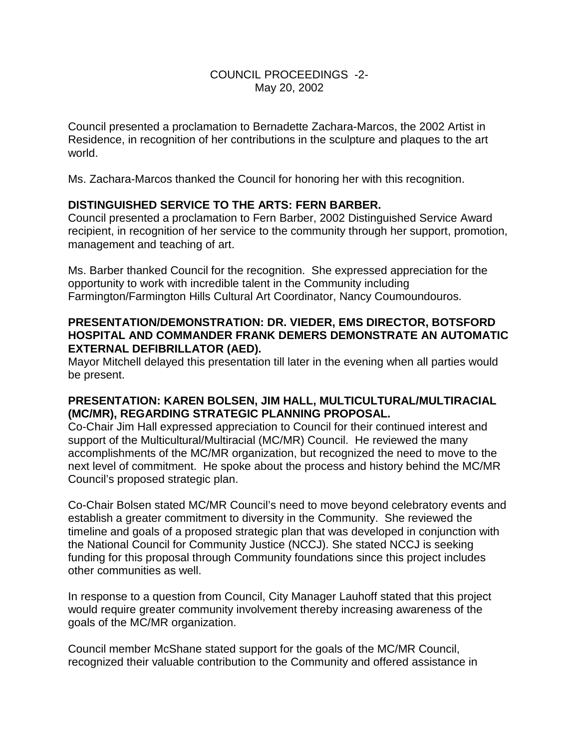Council presented a proclamation to Bernadette Zachara-Marcos, the 2002 Artist in Residence, in recognition of her contributions in the sculpture and plaques to the art world.

Ms. Zachara-Marcos thanked the Council for honoring her with this recognition.

**DISTINGUISHED SERVICE TO THE ARTS: FERN BARBER.**

Council presented a proclamation to Fern Barber, 2002 Distinguished Service Award recipient, in recognition of her service to the community through her support, promotion, management and teaching of art.

Ms. Barber thanked Council for the recognition. She expressed appreciation for the opportunity to work with incredible talent in the Community including Farmington/Farmington Hills Cultural Art Coordinator, Nancy Coumoundouros.

**PRESENTATION/DEMONSTRATION: DR. VIEDER, EMS DIRECTOR, BOTSFORD HOSPITAL AND COMMANDER FRANK DEMERS DEMONSTRATE AN AUTOMATIC EXTERNAL DEFIBRILLATOR (AED).**

Mayor Mitchell delayed this presentation till later in the evening when all parties would be present.

**PRESENTATION: KAREN BOLSEN, JIM HALL, MULTICULTURAL/MULTIRACIAL (MC/MR), REGARDING STRATEGIC PLANNING PROPOSAL.**

Co-Chair Jim Hall expressed appreciation to Council for their continued interest and support of the Multicultural/Multiracial (MC/MR) Council. He reviewed the many accomplishments of the MC/MR organization, but recognized the need to move to the next level of commitment. He spoke about the process and history behind the MC/MR Council's proposed strategic plan.

Co-Chair Bolsen stated MC/MR Council's need to move beyond celebratory events and establish a greater commitment to diversity in the Community. She reviewed the timeline and goals of a proposed strategic plan that was developed in conjunction with the National Council for Community Justice (NCCJ). She stated NCCJ is seeking funding for this proposal through Community foundations since this project includes other communities as well.

In response to a question from Council, City Manager Lauhoff stated that this project would require greater community involvement thereby increasing awareness of the goals of the MC/MR organization.

Council member McShane stated support for the goals of the MC/MR Council, recognized their valuable contribution to the Community and offered assistance in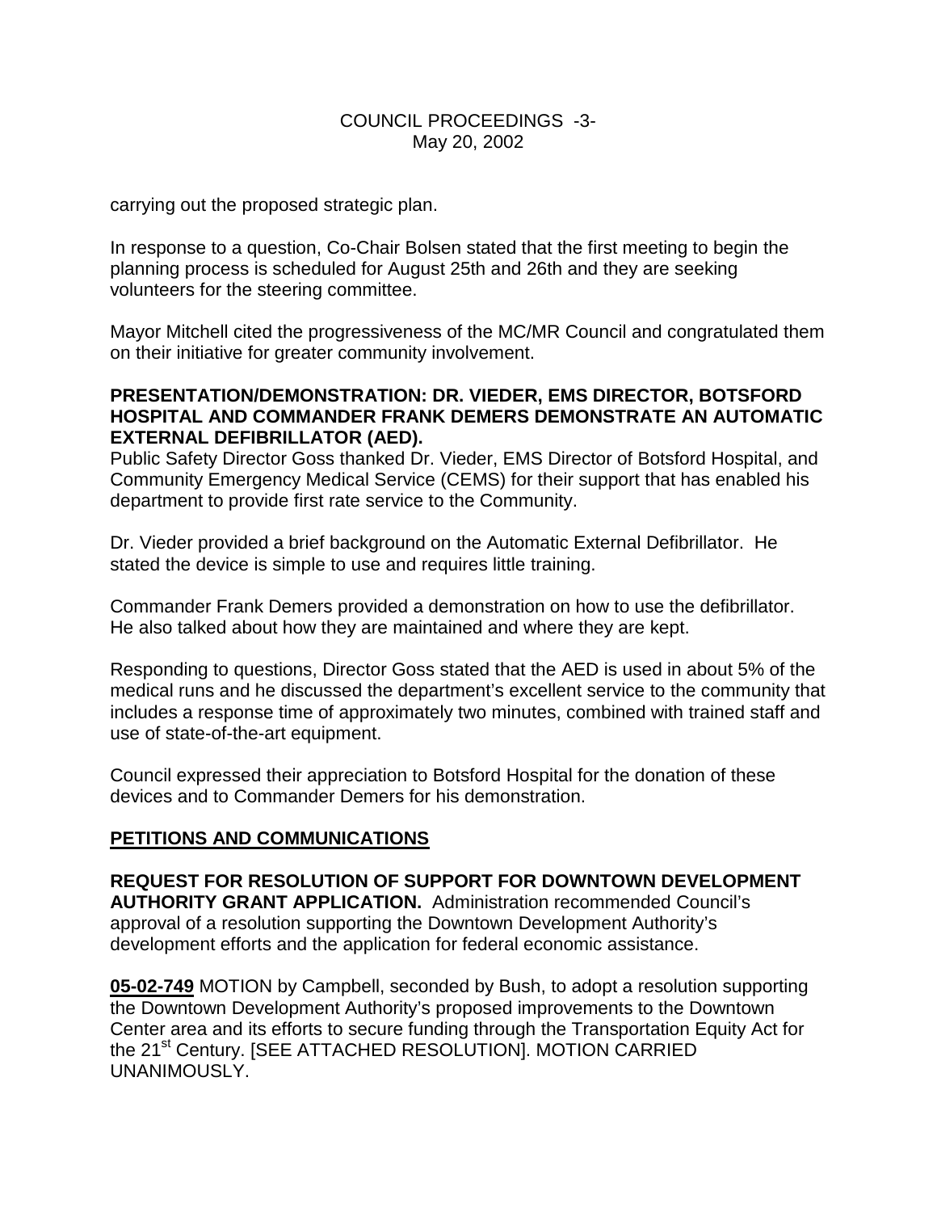carrying out the proposed strategic plan.

In response to a question, Co-Chair Bolsen stated that the first meeting to begin the planning process is scheduled for August 25th and 26th and they are seeking volunteers for the steering committee.

Mayor Mitchell cited the progressiveness of the MC/MR Council and congratulated them on their initiative for greater community involvement.

**PRESENTATION/DEMONSTRATION: DR. VIEDER, EMS DIRECTOR, BOTSFORD HOSPITAL AND COMMANDER FRANK DEMERS DEMONSTRATE AN AUTOMATIC EXTERNAL DEFIBRILLATOR (AED).**

Public Safety Director Goss thanked Dr. Vieder, EMS Director of Botsford Hospital, and Community Emergency Medical Service (CEMS) for their support that has enabled his department to provide first rate service to the Community.

Dr. Vieder provided a brief background on the Automatic External Defibrillator. He stated the device is simple to use and requires little training.

Commander Frank Demers provided a demonstration on how to use the defibrillator. He also talked about how they are maintained and where they are kept.

Responding to questions, Director Goss stated that the AED is used in about 5% of the medical runs and he discussed the department's excellent service to the community that includes a response time of approximately two minutes, combined with trained staff and use of state-of-the-art equipment.

Council expressed their appreciation to Botsford Hospital for the donation of these devices and to Commander Demers for his demonstration.

## **PETITIONS AND COMMUNICATIONS**

**REQUEST FOR RESOLUTION OF SUPPORT FOR DOWNTOWN DEVELOPMENT AUTHORITY GRANT APPLICATION.** Administration recommended Council's approval of a resolution supporting the Downtown Development Authority's development efforts and the application for federal economic assistance.

**05-02-749** MOTION by Campbell, seconded by Bush, to adopt a resolution supporting the Downtown Development Authority's proposed improvements to the Downtown Center area and its efforts to secure funding through the Transportation Equity Act for the 21st Century. [SEE ATTACHED RESOLUTION]. MOTION CARRIED UNANIMOUSLY.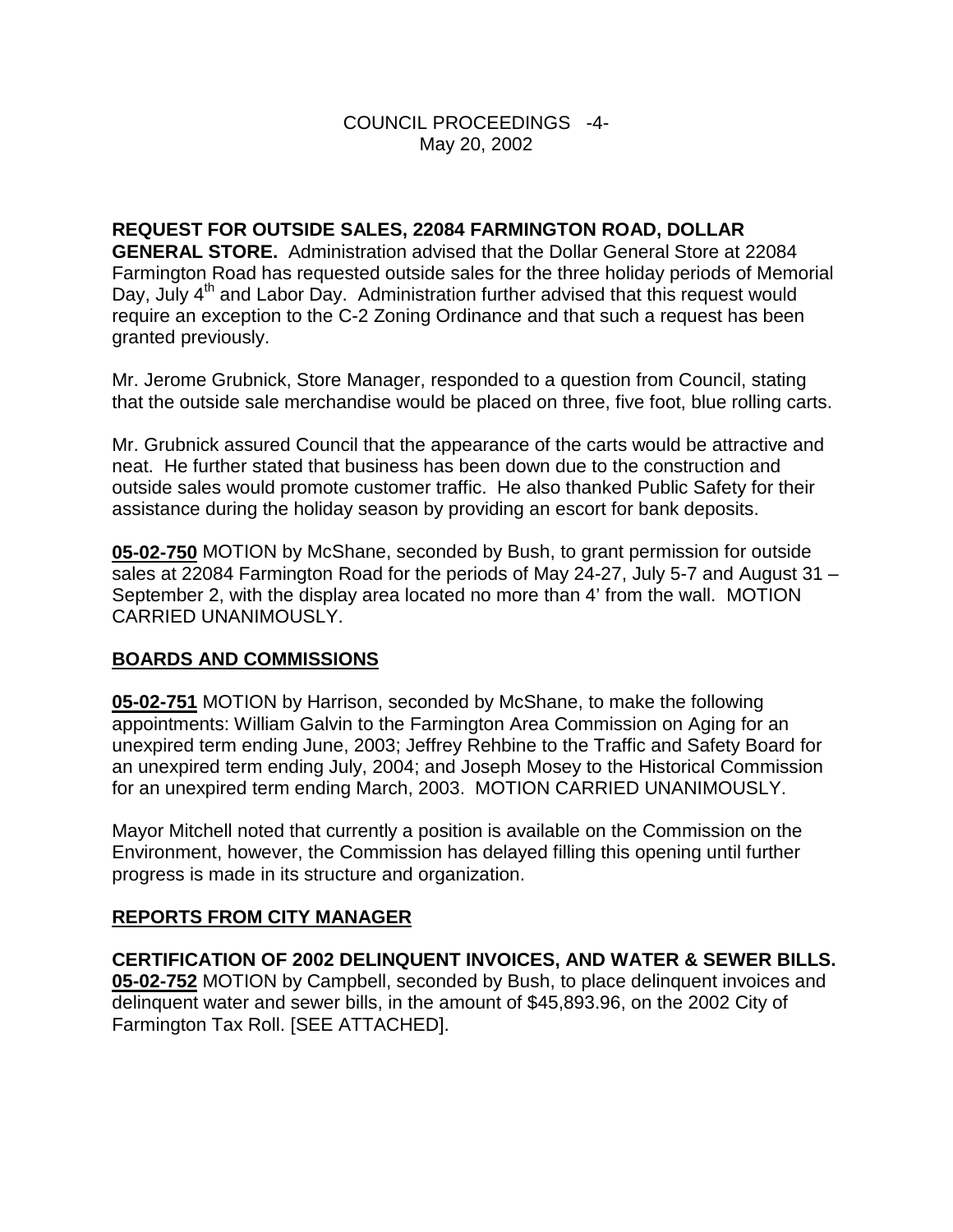**REQUEST FOR OUTSIDE SALES, 22084 FARMINGTON ROAD, DOLLAR GENERAL STORE.** Administration advised that the Dollar General Store at 22084 Farmington Road has requested outside sales for the three holiday periods of Memorial Day, July 4th and Labor Day. Administration further advised that this request would require an exception to the C-2 Zoning Ordinance and that such a request has been granted previously.

Mr. Jerome Grubnick, Store Manager, responded to a question from Council, stating that the outside sale merchandise would be placed on three, five foot, blue rolling carts.

Mr. Grubnick assured Council that the appearance of the carts would be attractive and neat. He further stated that business has been down due to the construction and outside sales would promote customer traffic. He also thanked Public Safety for their assistance during the holiday season by providing an escort for bank deposits.

**05-02-750** MOTION by McShane, seconded by Bush, to grant permission for outside sales at 22084 Farmington Road for the periods of May 24-27, July 5-7 and August 31 – September 2, with the display area located no more than 4' from the wall. MOTION CARRIED UNANIMOUSLY.

## BOARDS AND COMMISSIONS

**05-02-751** MOTION by Harrison, seconded by McShane, to make the following appointments: William Galvin to the Farmington Area Commission on Aging for an unexpired term ending June, 2003; Jeffrey Rehbine to the Traffic and Safety Board for an unexpired term ending July, 2004; and Joseph Mosey to the Historical Commission for an unexpired term ending March, 2003. MOTION CARRIED UNANIMOUSLY.

Mayor Mitchell noted that currently a position is available on the Commission on the Environment, however, the Commission has delayed filling this opening until further progress is made in its structure and organization.

## REPORTS FROM CITY MANAGER

**CERTIFICATION OF 2002 DELINQUENT INVOICES, AND WATER & SEWER BILLS.**
**05-02-752** MOTION by Campbell, seconded by Bush, to place delinquent invoices and delinquent water and sewer bills, in the amount of $45,893.96, on the 2002 City of Farmington Tax Roll. [SEE ATTACHED].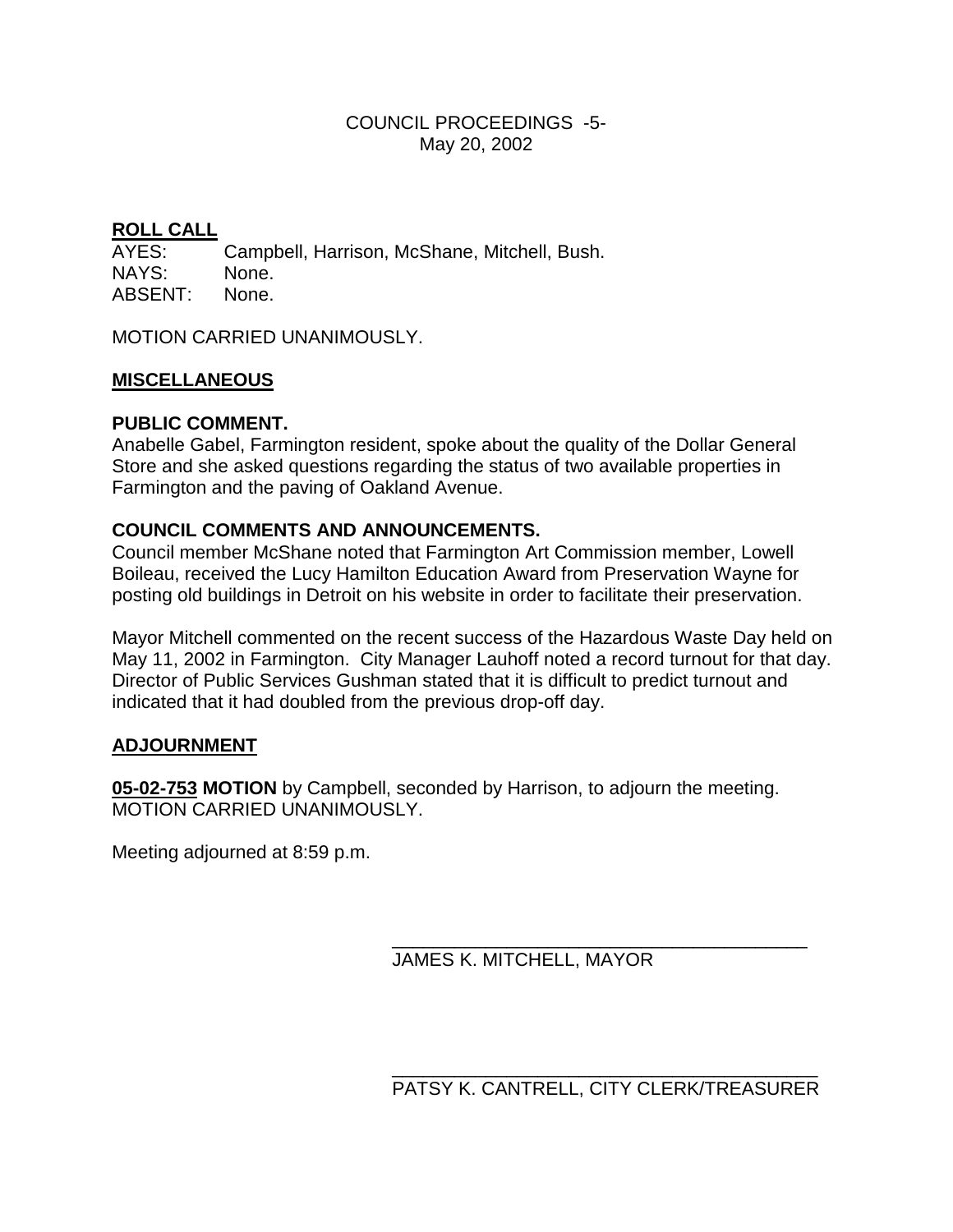COUNCIL PROCEEDINGS -5-
May 20, 2002

**ROLL CALL**

AYES: Campbell, Harrison, McShane, Mitchell, Bush.
NAYS: None.
ABSENT: None.

MOTION CARRIED UNANIMOUSLY.

## MISCELLANEOUS

### PUBLIC COMMENT.

Anabelle Gabel, Farmington resident, spoke about the quality of the Dollar General Store and she asked questions regarding the status of two available properties in Farmington and the paving of Oakland Avenue.

### COUNCIL COMMENTS AND ANNOUNCEMENTS.

Council member McShane noted that Farmington Art Commission member, Lowell Boileau, received the Lucy Hamilton Education Award from Preservation Wayne for posting old buildings in Detroit on his website in order to facilitate their preservation.

Mayor Mitchell commented on the recent success of the Hazardous Waste Day held on May 11, 2002 in Farmington. City Manager Lauhoff noted a record turnout for that day. Director of Public Services Gushman stated that it is difficult to predict turnout and indicated that it had doubled from the previous drop-off day.

## ADJOURNMENT

**05-02-753 MOTION** by Campbell, seconded by Harrison, to adjourn the meeting.
MOTION CARRIED UNANIMOUSLY.

Meeting adjourned at 8:59 p.m.

\_\_\_\_\_\_\_\_\_\_\_\_\_\_\_\_\_\_\_\_\_\_\_\_\_\_\_\_\_\_\_\_\_\_\_\_\_\_\_\_
JAMES K. MITCHELL, MAYOR

\_\_\_\_\_\_\_\_\_\_\_\_\_\_\_\_\_\_\_\_\_\_\_\_\_\_\_\_\_\_\_\_\_\_\_\_\_\_\_\_
PATSY K. CANTRELL, CITY CLERK/TREASURER